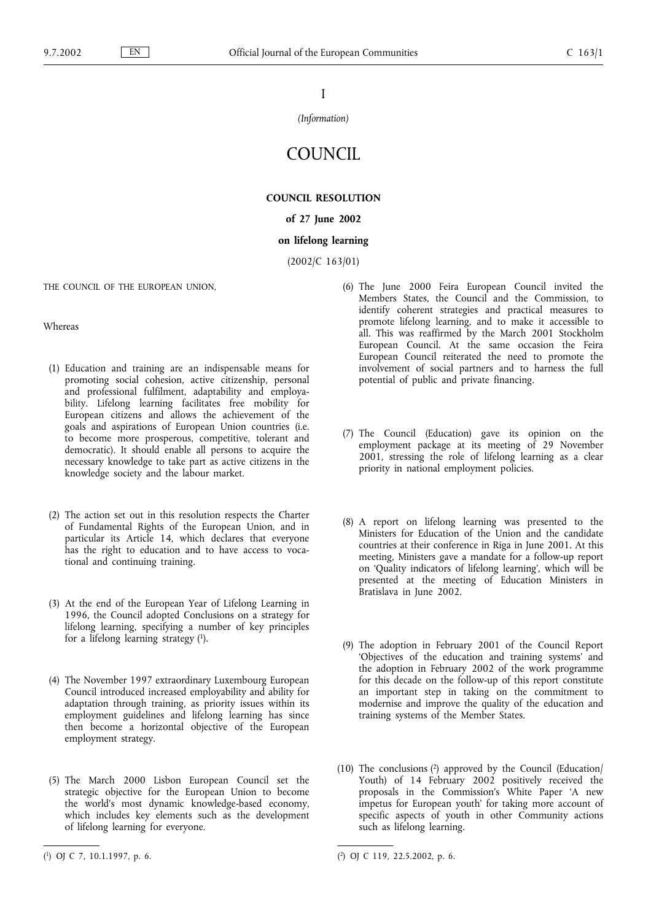I

*(Information)*

# COUNCIL

## COUNCIL RESOLUTION

### of 27 June 2002

### on lifelong learning

(2002/C 163/01)

THE COUNCIL OF THE EUROPEAN UNION,

Whereas

(1) Education and training are an indispensable means for promoting social cohesion, active citizenship, personal and professional fulfilment, adaptability and employability. Lifelong learning facilitates free mobility for European citizens and allows the achievement of the goals and aspirations of European Union countries (i.e. to become more prosperous, competitive, tolerant and democratic). It should enable all persons to acquire the necessary knowledge to take part as active citizens in the knowledge society and the labour market.

(2) The action set out in this resolution respects the Charter of Fundamental Rights of the European Union, and in particular its Article 14, which declares that everyone has the right to education and to have access to vocational and continuing training.

(3) At the end of the European Year of Lifelong Learning in 1996, the Council adopted Conclusions on a strategy for lifelong learning, specifying a number of key principles for a lifelong learning strategy [1].

(4) The November 1997 extraordinary Luxembourg European Council introduced increased employability and ability for adaptation through training, as priority issues within its employment guidelines and lifelong learning has since then become a horizontal objective of the European employment strategy.

(5) The March 2000 Lisbon European Council set the strategic objective for the European Union to become the world's most dynamic knowledge-based economy, which includes key elements such as the development of lifelong learning for everyone.

(6) The June 2000 Feira European Council invited the Members States, the Council and the Commission, to identify coherent strategies and practical measures to promote lifelong learning, and to make it accessible to all. This was reaffirmed by the March 2001 Stockholm European Council. At the same occasion the Feira European Council reiterated the need to promote the involvement of social partners and to harness the full potential of public and private financing.

(7) The Council (Education) gave its opinion on the employment package at its meeting of 29 November 2001, stressing the role of lifelong learning as a clear priority in national employment policies.

(8) A report on lifelong learning was presented to the Ministers for Education of the Union and the candidate countries at their conference in Riga in June 2001. At this meeting, Ministers gave a mandate for a follow-up report on 'Quality indicators of lifelong learning', which will be presented at the meeting of Education Ministers in Bratislava in June 2002.

(9) The adoption in February 2001 of the Council Report 'Objectives of the education and training systems' and the adoption in February 2002 of the work programme for this decade on the follow-up of this report constitute an important step in taking on the commitment to modernise and improve the quality of the education and training systems of the Member States.

(10) The conclusions [2] approved by the Council (Education/Youth) of 14 February 2002 positively received the proposals in the Commission's White Paper 'A new impetus for European youth' for taking more account of specific aspects of youth in other Community actions such as lifelong learning.

---

[1] OJ C 7, 10.1.1997, p. 6.

[2] OJ C 119, 22.5.2002, p. 6.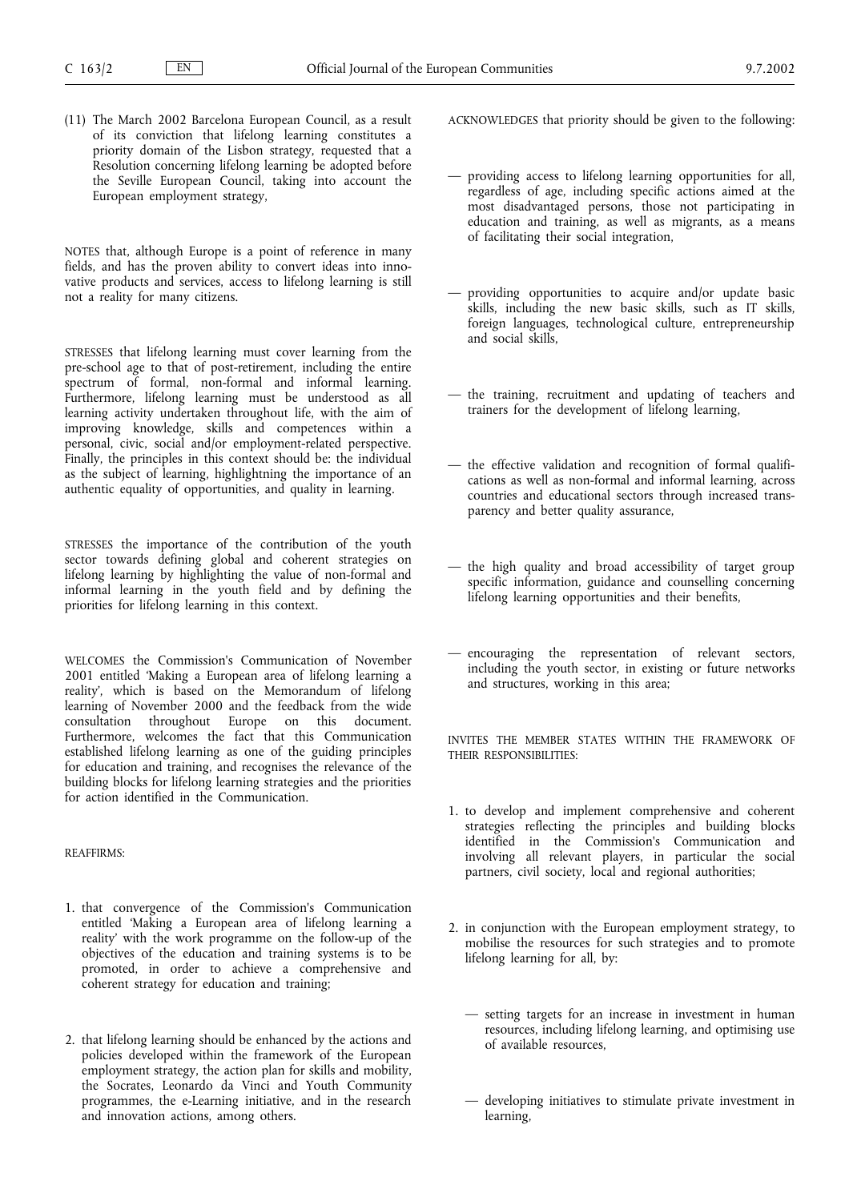(11) The March 2002 Barcelona European Council, as a result of its conviction that lifelong learning constitutes a priority domain of the Lisbon strategy, requested that a Resolution concerning lifelong learning be adopted before the Seville European Council, taking into account the European employment strategy,

NOTES that, although Europe is a point of reference in many fields, and has the proven ability to convert ideas into innovative products and services, access to lifelong learning is still not a reality for many citizens.

STRESSES that lifelong learning must cover learning from the pre-school age to that of post-retirement, including the entire spectrum of formal, non-formal and informal learning. Furthermore, lifelong learning must be understood as all learning activity undertaken throughout life, with the aim of improving knowledge, skills and competences within a personal, civic, social and/or employment-related perspective. Finally, the principles in this context should be: the individual as the subject of learning, highlightning the importance of an authentic equality of opportunities, and quality in learning.

STRESSES the importance of the contribution of the youth sector towards defining global and coherent strategies on lifelong learning by highlighting the value of non-formal and informal learning in the youth field and by defining the priorities for lifelong learning in this context.

WELCOMES the Commission's Communication of November 2001 entitled 'Making a European area of lifelong learning a reality', which is based on the Memorandum of lifelong learning of November 2000 and the feedback from the wide consultation throughout Europe on this document. Furthermore, welcomes the fact that this Communication established lifelong learning as one of the guiding principles for education and training, and recognises the relevance of the building blocks for lifelong learning strategies and the priorities for action identified in the Communication.

REAFFIRMS:

1. that convergence of the Commission's Communication entitled 'Making a European area of lifelong learning a reality' with the work programme on the follow-up of the objectives of the education and training systems is to be promoted, in order to achieve a comprehensive and coherent strategy for education and training;

2. that lifelong learning should be enhanced by the actions and policies developed within the framework of the European employment strategy, the action plan for skills and mobility, the Socrates, Leonardo da Vinci and Youth Community programmes, the e-Learning initiative, and in the research and innovation actions, among others.

ACKNOWLEDGES that priority should be given to the following:

— providing access to lifelong learning opportunities for all, regardless of age, including specific actions aimed at the most disadvantaged persons, those not participating in education and training, as well as migrants, as a means of facilitating their social integration,

— providing opportunities to acquire and/or update basic skills, including the new basic skills, such as IT skills, foreign languages, technological culture, entrepreneurship and social skills,

— the training, recruitment and updating of teachers and trainers for the development of lifelong learning,

— the effective validation and recognition of formal qualifications as well as non-formal and informal learning, across countries and educational sectors through increased transparency and better quality assurance,

— the high quality and broad accessibility of target group specific information, guidance and counselling concerning lifelong learning opportunities and their benefits,

— encouraging the representation of relevant sectors, including the youth sector, in existing or future networks and structures, working in this area;

INVITES THE MEMBER STATES WITHIN THE FRAMEWORK OF THEIR RESPONSIBILITIES:

1. to develop and implement comprehensive and coherent strategies reflecting the principles and building blocks identified in the Commission's Communication and involving all relevant players, in particular the social partners, civil society, local and regional authorities;

2. in conjunction with the European employment strategy, to mobilise the resources for such strategies and to promote lifelong learning for all, by:

   — setting targets for an increase in investment in human resources, including lifelong learning, and optimising use of available resources,

   — developing initiatives to stimulate private investment in learning,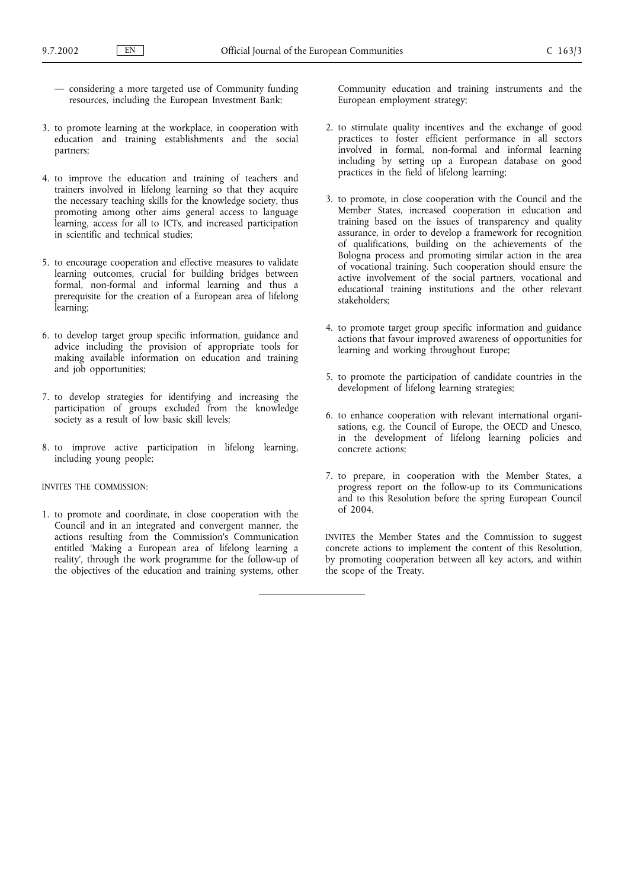— considering a more targeted use of Community funding resources, including the European Investment Bank;

3. to promote learning at the workplace, in cooperation with education and training establishments and the social partners;

4. to improve the education and training of teachers and trainers involved in lifelong learning so that they acquire the necessary teaching skills for the knowledge society, thus promoting among other aims general access to language learning, access for all to ICTs, and increased participation in scientific and technical studies;

5. to encourage cooperation and effective measures to validate learning outcomes, crucial for building bridges between formal, non-formal and informal learning and thus a prerequisite for the creation of a European area of lifelong learning;

6. to develop target group specific information, guidance and advice including the provision of appropriate tools for making available information on education and training and job opportunities;

7. to develop strategies for identifying and increasing the participation of groups excluded from the knowledge society as a result of low basic skill levels;

8. to improve active participation in lifelong learning, including young people;

INVITES THE COMMISSION:

1. to promote and coordinate, in close cooperation with the Council and in an integrated and convergent manner, the actions resulting from the Commission's Communication entitled 'Making a European area of lifelong learning a reality', through the work programme for the follow-up of the objectives of the education and training systems, other Community education and training instruments and the European employment strategy;

2. to stimulate quality incentives and the exchange of good practices to foster efficient performance in all sectors involved in formal, non-formal and informal learning including by setting up a European database on good practices in the field of lifelong learning;

3. to promote, in close cooperation with the Council and the Member States, increased cooperation in education and training based on the issues of transparency and quality assurance, in order to develop a framework for recognition of qualifications, building on the achievements of the Bologna process and promoting similar action in the area of vocational training. Such cooperation should ensure the active involvement of the social partners, vocational and educational training institutions and the other relevant stakeholders;

4. to promote target group specific information and guidance actions that favour improved awareness of opportunities for learning and working throughout Europe;

5. to promote the participation of candidate countries in the development of lifelong learning strategies;

6. to enhance cooperation with relevant international organisations, e.g. the Council of Europe, the OECD and Unesco, in the development of lifelong learning policies and concrete actions;

7. to prepare, in cooperation with the Member States, a progress report on the follow-up to its Communications and to this Resolution before the spring European Council of 2004.

INVITES the Member States and the Commission to suggest concrete actions to implement the content of this Resolution, by promoting cooperation between all key actors, and within the scope of the Treaty.